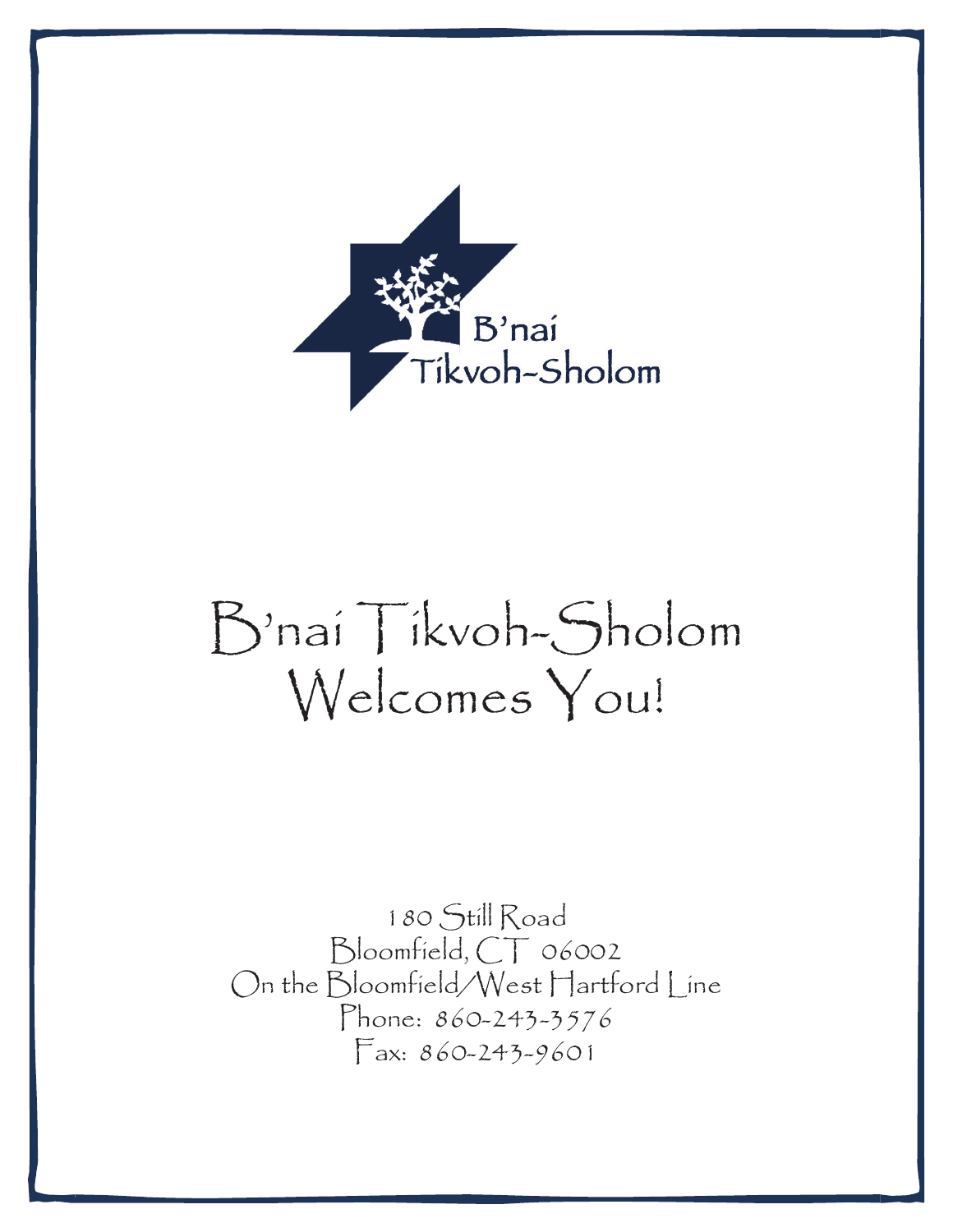B'nai
Tikvoh-Sholom

# B'nai Tikvoh-Sholom Welcomes You!

180 Still Road
Bloomfield, CT 06002
On the Bloomfield/West Hartford Line
Phone: 860-243-3576
Fax: 860-243-9601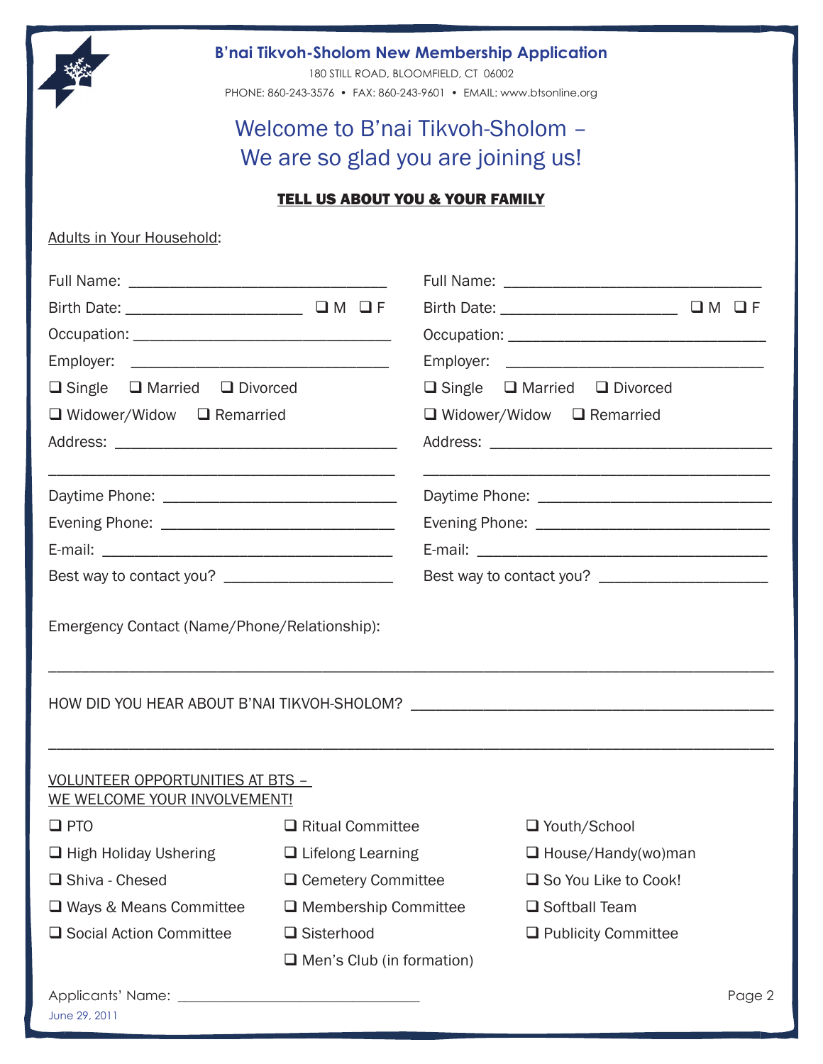# B'nai Tikvoh-Sholom New Membership Application

180 STILL ROAD, BLOOMFIELD, CT 06002

PHONE: 860-243-3576 • FAX: 860-243-9601 • EMAIL: www.btsonline.org

## Welcome to B'nai Tikvoh-Sholom – We are so glad you are joining us!

### TELL US ABOUT YOU & YOUR FAMILY

Adults in Your Household:

Full Name: ______________________________

Birth Date: ____________________ ❑ M ❑ F

Occupation: ______________________________

Employer: ______________________________

❑ Single ❑ Married ❑ Divorced

❑ Widower/Widow ❑ Remarried

Address: ______________________________

______________________________

Daytime Phone: ______________________________

Evening Phone: ______________________________

E-mail: ______________________________

Best way to contact you? ____________________

Full Name: ______________________________

Birth Date: ____________________ ❑ M ❑ F

Occupation: ______________________________

Employer: ______________________________

❑ Single ❑ Married ❑ Divorced

❑ Widower/Widow ❑ Remarried

Address: ______________________________

______________________________

Daytime Phone: ______________________________

Evening Phone: ______________________________

E-mail: ______________________________

Best way to contact you? ____________________

Emergency Contact (Name/Phone/Relationship):

______________________________________________________________________

HOW DID YOU HEAR ABOUT B'NAI TIKVOH-SHOLOM? ______________________________

______________________________________________________________________

VOLUNTEER OPPORTUNITIES AT BTS –
WE WELCOME YOUR INVOLVEMENT!

❑ PTO
❑ High Holiday Ushering
❑ Shiva - Chesed
❑ Ways & Means Committee
❑ Social Action Committee
❑ Ritual Committee
❑ Lifelong Learning
❑ Cemetery Committee
❑ Membership Committee
❑ Sisterhood
❑ Men's Club (in formation)
❑ Youth/School
❑ House/Handy(wo)man
❑ So You Like to Cook!
❑ Softball Team
❑ Publicity Committee

Applicants' Name: ______________________________

June 29, 2011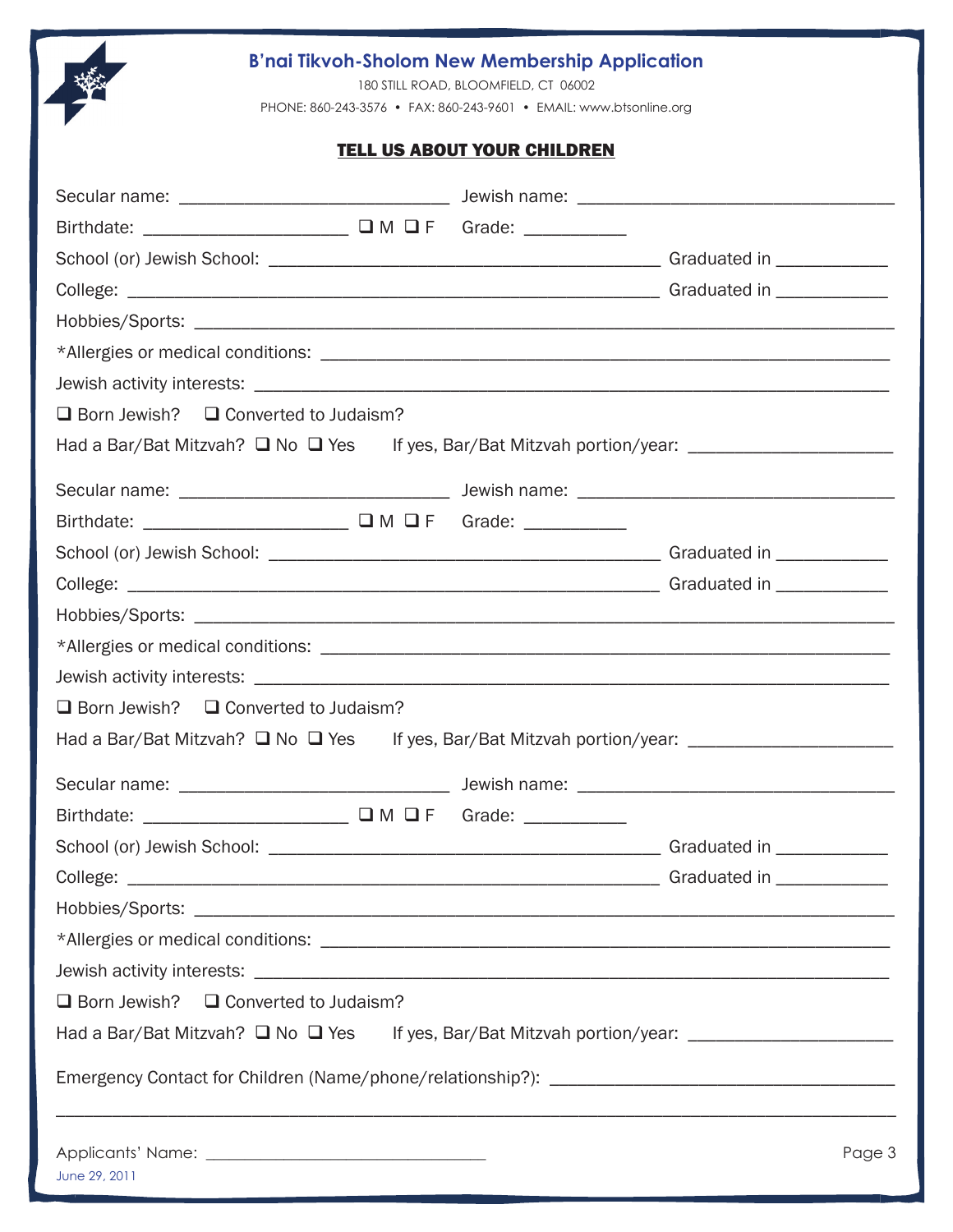# B'nai Tikvoh-Sholom New Membership Application

180 STILL ROAD, BLOOMFIELD, CT 06002

PHONE: 860-243-3576 • FAX: 860-243-9601 • EMAIL: www.btsonline.org

## TELL US ABOUT YOUR CHILDREN

Secular name: ____________________________ Jewish name: _________________________________

Birthdate: _____________________ ❑ M ❑ F Grade: __________

School (or) Jewish School: ________________________________________ Graduated in ___________

College: _______________________________________________________ Graduated in ___________

Hobbies/Sports: _____________________________________________________________________

*Allergies or medical conditions: ______________________________________________________

Jewish activity interests: ___________________________________________________________

❑ Born Jewish? ❑ Converted to Judaism?

Had a Bar/Bat Mitzvah? ❑ No ❑ Yes If yes, Bar/Bat Mitzvah portion/year: _____________________

Secular name: ____________________________ Jewish name: _________________________________

Birthdate: _____________________ ❑ M ❑ F Grade: __________

School (or) Jewish School: ________________________________________ Graduated in ___________

College: _______________________________________________________ Graduated in ___________

Hobbies/Sports: _____________________________________________________________________

*Allergies or medical conditions: ______________________________________________________

Jewish activity interests: ___________________________________________________________

❑ Born Jewish? ❑ Converted to Judaism?

Had a Bar/Bat Mitzvah? ❑ No ❑ Yes If yes, Bar/Bat Mitzvah portion/year: _____________________

Secular name: ____________________________ Jewish name: _________________________________

Birthdate: _____________________ ❑ M ❑ F Grade: __________

School (or) Jewish School: ________________________________________ Graduated in ___________

College: _______________________________________________________ Graduated in ___________

Hobbies/Sports: _____________________________________________________________________

*Allergies or medical conditions: ______________________________________________________

Jewish activity interests: ___________________________________________________________

❑ Born Jewish? ❑ Converted to Judaism?

Had a Bar/Bat Mitzvah? ❑ No ❑ Yes If yes, Bar/Bat Mitzvah portion/year: _____________________

Emergency Contact for Children (Name/phone/relationship?): ____________________________________

_____________________________________________________________________________________

Applicants' Name: _______________________________

June 29, 2011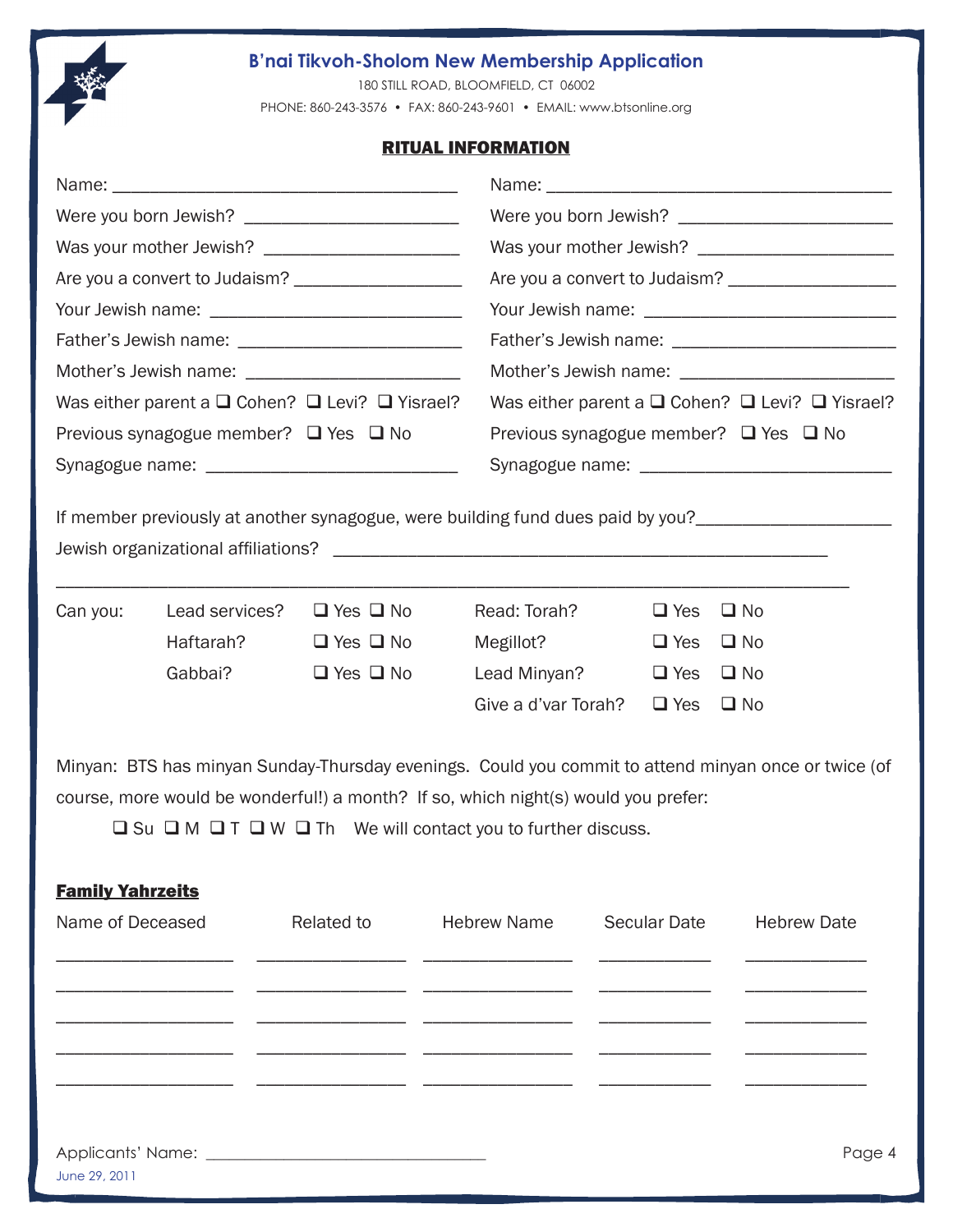# B'nai Tikvoh-Sholom New Membership Application

180 STILL ROAD, BLOOMFIELD, CT 06002

PHONE: 860-243-3576 • FAX: 860-243-9601 • EMAIL: www.btsonline.org

## RITUAL INFORMATION

| | |
|---|---|
| Name: ______________________ | Name: ______________________ |
| Were you born Jewish? ______________ | Were you born Jewish? ______________ |
| Was your mother Jewish? ______________ | Was your mother Jewish? ______________ |
| Are you a convert to Judaism? ___________ | Are you a convert to Judaism? ___________ |
| Your Jewish name: __________________ | Your Jewish name: __________________ |
| Father's Jewish name: ________________ | Father's Jewish name: ________________ |
| Mother's Jewish name: ________________ | Mother's Jewish name: ________________ |
| Was either parent a ❑ Cohen? ❑ Levi? ❑ Yisrael? | Was either parent a ❑ Cohen? ❑ Levi? ❑ Yisrael? |
| Previous synagogue member? ❑ Yes ❑ No | Previous synagogue member? ❑ Yes ❑ No |
| Synagogue name: __________________ | Synagogue name: __________________ |

If member previously at another synagogue, were building fund dues paid by you?____________

Jewish organizational affiliations? ________________________________

____________________________________________________________

| Can you: | | | | | |
|---|---|---|---|---|---|
| | Lead services? | ❑ Yes ❑ No | Read: Torah? | ❑ Yes | ❑ No |
| | Haftarah? | ❑ Yes ❑ No | Megillot? | ❑ Yes | ❑ No |
| | Gabbai? | ❑ Yes ❑ No | Lead Minyan? | ❑ Yes | ❑ No |
| | | | Give a d'var Torah? | ❑ Yes | ❑ No |

Minyan: BTS has minyan Sunday-Thursday evenings. Could you commit to attend minyan once or twice (of course, more would be wonderful!) a month? If so, which night(s) would you prefer:

❑ Su ❑ M ❑ T ❑ W ❑ Th We will contact you to further discuss.

### Family Yahrzeits

| Name of Deceased | Related to | Hebrew Name | Secular Date | Hebrew Date |
|---|---|---|---|---|
| | | | | |
| | | | | |
| | | | | |
| | | | | |
| | | | | |

Applicants' Name: ______________________

June 29, 2011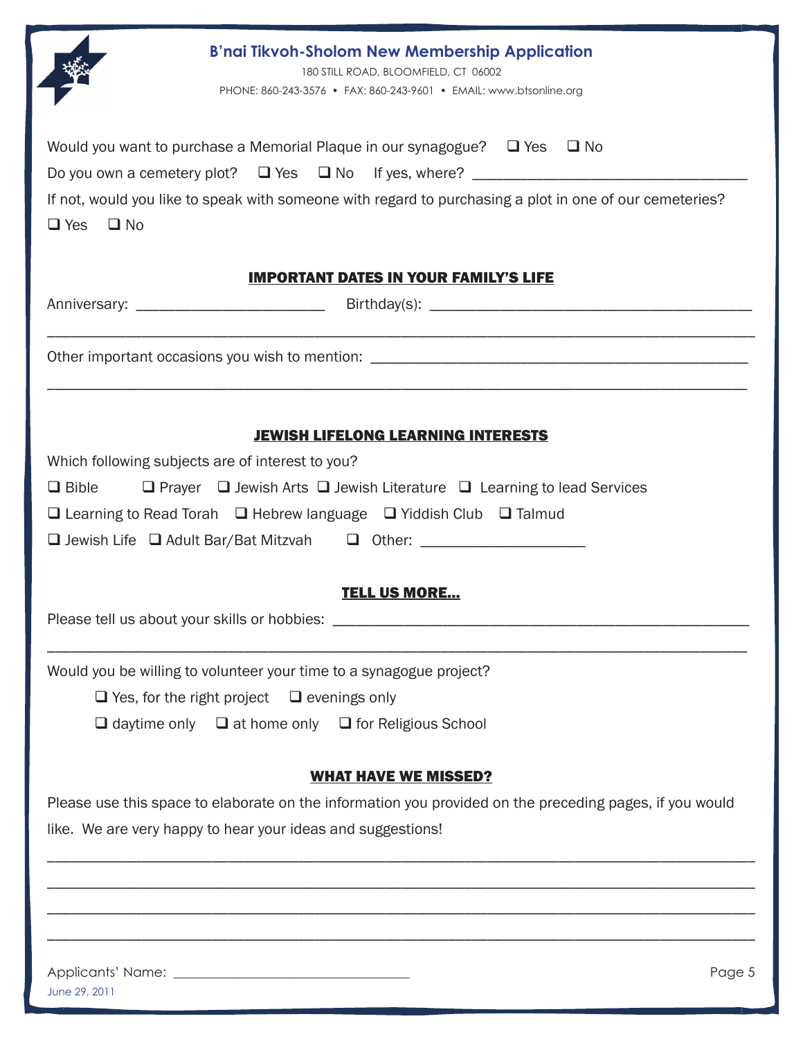# B'nai Tikvoh-Sholom New Membership Application

180 STILL ROAD, BLOOMFIELD, CT 06002

PHONE: 860-243-3576 • FAX: 860-243-9601 • EMAIL: www.btsonline.org

Would you want to purchase a Memorial Plaque in our synagogue? ❑ Yes ❑ No

Do you own a cemetery plot? ❑ Yes ❑ No If yes, where? ___________________________________

If not, would you like to speak with someone with regard to purchasing a plot in one of our cemeteries?

❑ Yes ❑ No

## IMPORTANT DATES IN YOUR FAMILY'S LIFE

Anniversary: ________________________ Birthday(s): ________________________________________

_____________________________________________________________________________________________

Other important occasions you wish to mention: ______________________________________________

_____________________________________________________________________________________________

## JEWISH LIFELONG LEARNING INTERESTS

Which following subjects are of interest to you?

❑ Bible ❑ Prayer ❑ Jewish Arts ❑ Jewish Literature ❑ Learning to lead Services

❑ Learning to Read Torah ❑ Hebrew language ❑ Yiddish Club ❑ Talmud

❑ Jewish Life ❑ Adult Bar/Bat Mitzvah ❑ Other: _____________________

## TELL US MORE...

Please tell us about your skills or hobbies: ____________________________________________________

_____________________________________________________________________________________________

Would you be willing to volunteer your time to a synagogue project?

❑ Yes, for the right project ❑ evenings only

❑ daytime only ❑ at home only ❑ for Religious School

## WHAT HAVE WE MISSED?

Please use this space to elaborate on the information you provided on the preceding pages, if you would like. We are very happy to hear your ideas and suggestions!

_____________________________________________________________________________________________

_____________________________________________________________________________________________

_____________________________________________________________________________________________

_____________________________________________________________________________________________

Applicants' Name: ___________________________________

June 29, 2011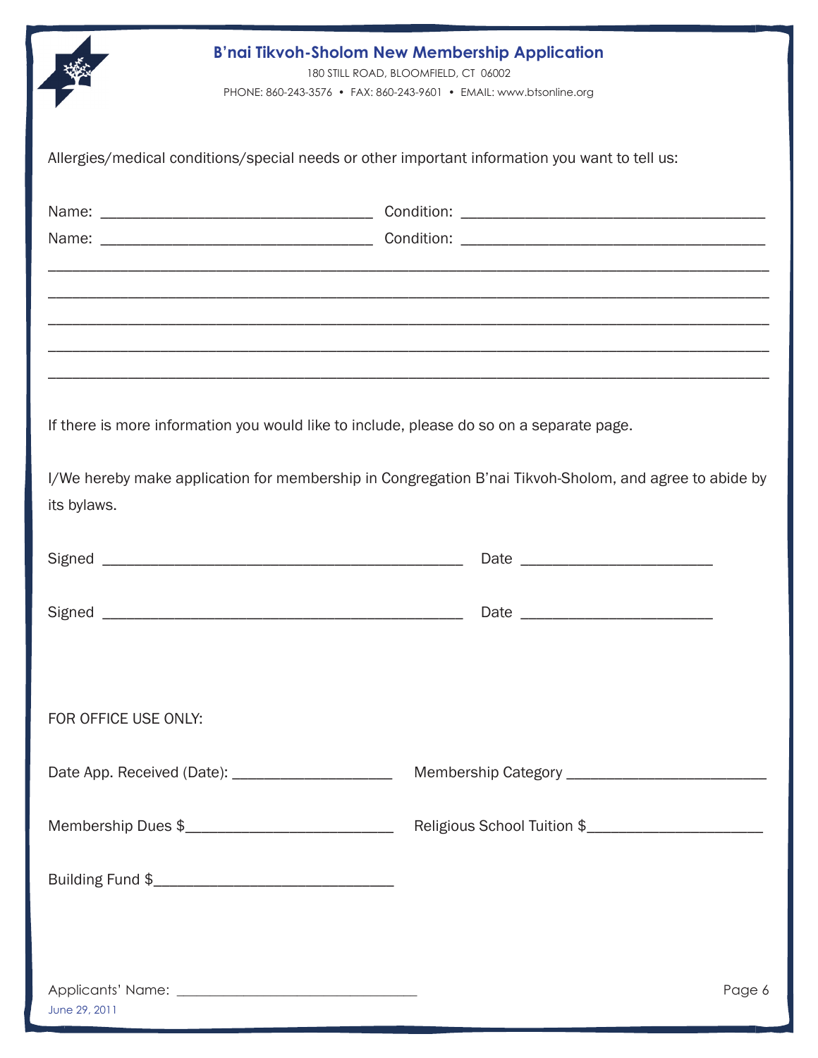# B'nai Tikvoh-Sholom New Membership Application

180 STILL ROAD, BLOOMFIELD, CT 06002

PHONE: 860-243-3576 • FAX: 860-243-9601 • EMAIL: www.btsonline.org

Allergies/medical conditions/special needs or other important information you want to tell us:

Name: ______________________________ Condition: ______________________________

Name: ______________________________ Condition: ______________________________

_______________________________________________________________________________

_______________________________________________________________________________

_______________________________________________________________________________

_______________________________________________________________________________

_______________________________________________________________________________

If there is more information you would like to include, please do so on a separate page.

I/We hereby make application for membership in Congregation B'nai Tikvoh-Sholom, and agree to abide by its bylaws.

Signed ________________________________________ Date ____________________

Signed ________________________________________ Date ____________________

FOR OFFICE USE ONLY:

Date App. Received (Date): ________________ Membership Category ____________________

Membership Dues $____________________ Religious School Tuition $__________________

Building Fund $________________________

Applicants' Name: ____________________________

June 29, 2011